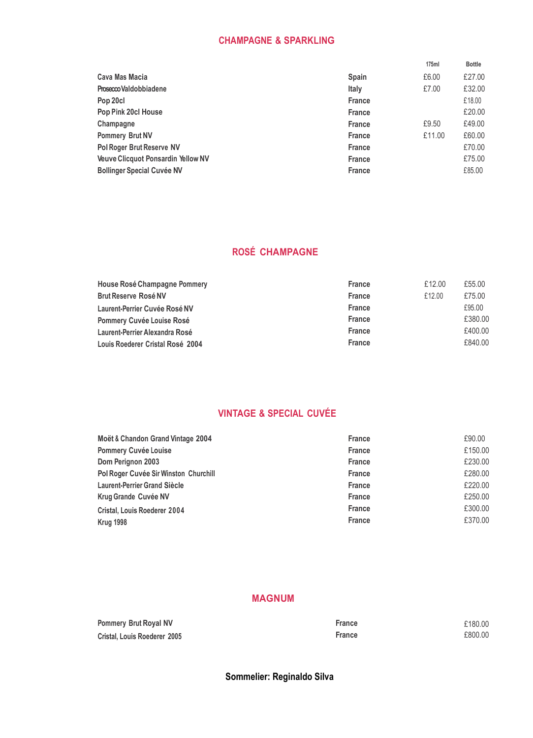## CHAMPAGNE & SPARKLING

| | | 175ml | Bottle |
|---|---|---|---|
| Cava Mas Macia | Spain | £6.00 | £27.00 |
| Prosecco Valdobbiadene | Italy | £7.00 | £32.00 |
| Pop 20cl | France | | £18.00 |
| Pop Pink 20cl House | France | | £20.00 |
| Champagne | France | £9.50 | £49.00 |
| Pommery Brut NV | France | £11.00 | £60.00 |
| Pol Roger Brut Reserve NV | France | | £70.00 |
| Veuve Clicquot Ponsardin Yellow NV | France | | £75.00 |
| Bollinger Special Cuvée NV | France | | £85.00 |

## ROSÉ CHAMPAGNE

| | | | |
|---|---|---|---|
| House Rosé Champagne Pommery | France | £12.00 | £55.00 |
| Brut Reserve Rosé NV | France | £12.00 | £75.00 |
| Laurent-Perrier Cuvée Rosé NV | France | | £95.00 |
| Pommery Cuvée Louise Rosé | France | | £380.00 |
| Laurent-Perrier Alexandra Rosé | France | | £400.00 |
| Louis Roederer Cristal Rosé 2004 | France | | £840.00 |

## VINTAGE & SPECIAL CUVÉE

| | | |
|---|---|---|
| Moët & Chandon Grand Vintage 2004 | France | £90.00 |
| Pommery Cuvée Louise | France | £150.00 |
| Dom Perignon 2003 | France | £230.00 |
| Pol Roger Cuvée Sir Winston Churchill | France | £280.00 |
| Laurent-Perrier Grand Siècle | France | £220.00 |
| Krug Grande Cuvée NV | France | £250.00 |
| Cristal, Louis Roederer 2004 | France | £300.00 |
| Krug 1998 | France | £370.00 |

## MAGNUM

| | | |
|---|---|---|
| Pommery Brut Royal NV | France | £180.00 |
| Cristal, Louis Roederer 2005 | France | £800.00 |

**Sommelier: Reginaldo Silva**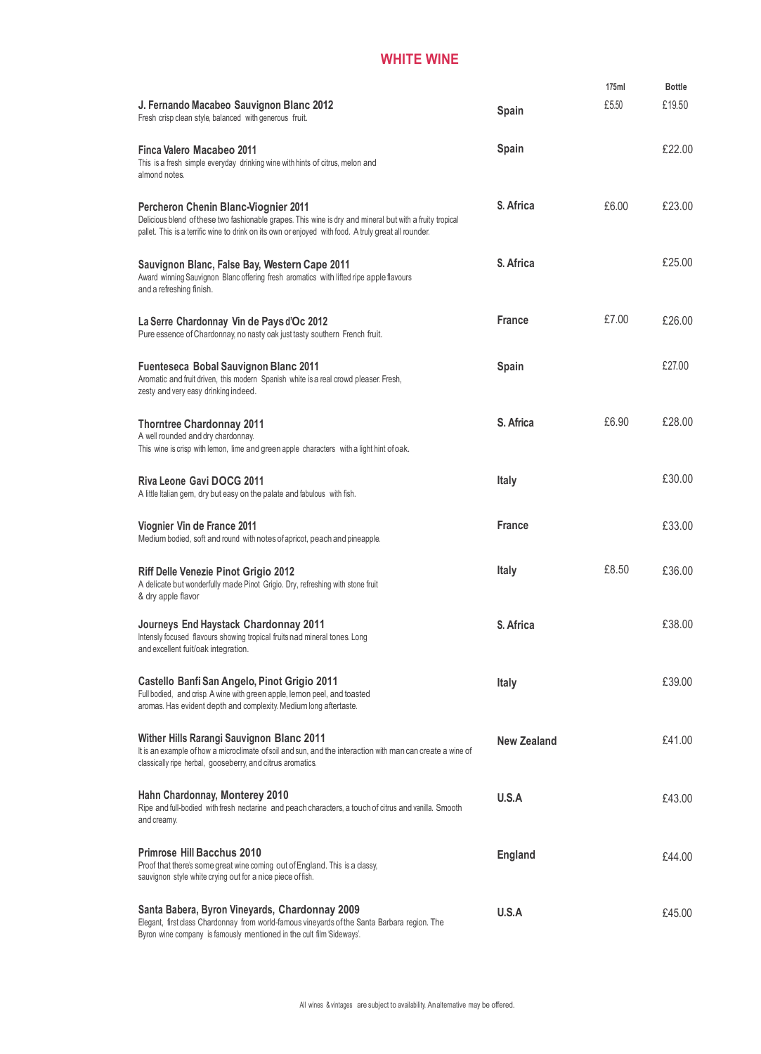# WHITE WINE

| Wine | Country | 175ml | Bottle |
|---|---|---|---|
| **J. Fernando Macabeo Sauvignon Blanc 2012**<br>Fresh crisp clean style, balanced with generous fruit. | Spain | £5.50 | £19.50 |
| **Finca Valero Macabeo 2011**<br>This is a fresh simple everyday drinking wine with hints of citrus, melon and almond notes. | Spain | | £22.00 |
| **Percheron Chenin Blanc-Viognier 2011**<br>Delicious blend of these two fashionable grapes. This wine is dry and mineral but with a fruity tropical pallet. This is a terrific wine to drink on its own or enjoyed with food. A truly great all rounder. | S. Africa | £6.00 | £23.00 |
| **Sauvignon Blanc, False Bay, Western Cape 2011**<br>Award winning Sauvignon Blanc offering fresh aromatics with lifted ripe apple flavours and a refreshing finish. | S. Africa | | £25.00 |
| **La Serre Chardonnay Vin de Pays d'Oc 2012**<br>Pure essence of Chardonnay, no nasty oak just tasty southern French fruit. | France | £7.00 | £26.00 |
| **Fuenteseca Bobal Sauvignon Blanc 2011**<br>Aromatic and fruit driven, this modern Spanish white is a real crowd pleaser. Fresh, zesty and very easy drinking indeed. | Spain | | £27.00 |
| **Thorntree Chardonnay 2011**<br>A well rounded and dry chardonnay.<br>This wine is crisp with lemon, lime and green apple characters with a light hint of oak. | S. Africa | £6.90 | £28.00 |
| **Riva Leone Gavi DOCG 2011**<br>A little Italian gem, dry but easy on the palate and fabulous with fish. | Italy | | £30.00 |
| **Viognier Vin de France 2011**<br>Medium bodied, soft and round with notes of apricot, peach and pineapple. | France | | £33.00 |
| **Riff Delle Venezie Pinot Grigio 2012**<br>A delicate but wonderfully made Pinot Grigio. Dry, refreshing with stone fruit & dry apple flavor | Italy | £8.50 | £36.00 |
| **Journeys End Haystack Chardonnay 2011**<br>Intensly focused flavours showing tropical fruits nad mineral tones. Long and excellent fuit/oak integration. | S. Africa | | £38.00 |
| **Castello Banfi San Angelo, Pinot Grigio 2011**<br>Full bodied, and crisp. A wine with green apple, lemon peel, and toasted aromas. Has evident depth and complexity. Medium long aftertaste. | Italy | | £39.00 |
| **Wither Hills Rarangi Sauvignon Blanc 2011**<br>It is an example of how a microclimate of soil and sun, and the interaction with man can create a wine of classically ripe herbal, gooseberry, and citrus aromatics. | New Zealand | | £41.00 |
| **Hahn Chardonnay, Monterey 2010**<br>Ripe and full-bodied with fresh nectarine and peach characters, a touch of citrus and vanilla. Smooth and creamy. | U.S.A | | £43.00 |
| **Primrose Hill Bacchus 2010**<br>Proof that there's some great wine coming out of England. This is a classy, sauvignon style white crying out for a nice piece of fish. | England | | £44.00 |
| **Santa Babera, Byron Vineyards, Chardonnay 2009**<br>Elegant, first class Chardonnay from world-famous vineyards of the Santa Barbara region. The Byron wine company is famously mentioned in the cult film Sideways'. | U.S.A | | £45.00 |

All wines & vintages are subject to availability. An alternative may be offered.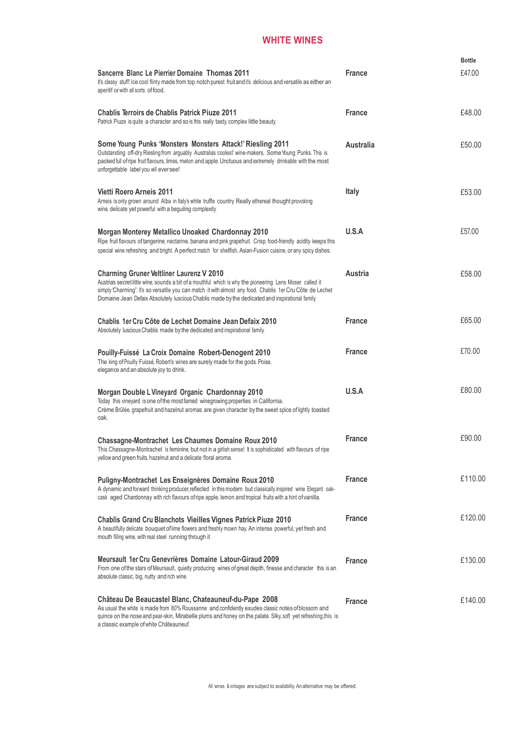# WHITE WINES

| Wine | Country | Bottle |
|---|---|---|
| **Sancerre Blanc Le Pierrier Domaine Thomas 2011**<br>It's classy stuff! Ice cool flinty made from top notch purest fruit and it's delicious and versatile as either an aperitif or with all sorts of food. | **France** | £47.00 |
| **Chablis Terroirs de Chablis Patrick Piuze 2011**<br>Patrick Piuze is quite a character and so is this really tasty, complex little beauty. | **France** | £48.00 |
| **Some Young Punks 'Monsters Monsters Attack!' Riesling 2011**<br>Outstanding off-dry Riesling from arguably Australias 'coolest' wine-makers, Some Young Punks. This is packed full of ripe fruit flavours, limes, melon and apple. Unctuous and extremely drinkable with the most unforgettable label you will ever see! | **Australia** | £50.00 |
| **Vietti Roero Arneis 2011**<br>Arneis is only grown around Alba in Italy's white truffle country. Really ethereal thought provoking wine, delicate yet powerful with a beguiling complexity. | **Italy** | £53.00 |
| **Morgan Monterey Metallico Unoaked Chardonnay 2010**<br>Ripe fruit flavours of tangerine, nectarine, banana and pink grapefruit. Crisp, food-friendly acidity keeps this special wine refreshing and bright. A perfect match for shellfish, Asian-Fusion cuisine, or any spicy dishes. | **U.S.A** | £57.00 |
| **Charming Gruner Veltliner Laurenz V 2010**<br>Austrias secret little wine, sounds a bit of a mouthful which is why the pioneering Lens Moser called it simply 'Charming". It's so versatile you can match it with almost any food. Chablis 1er Cru Côte de Lechet Domaine Jean Defaix Absolutely luscious Chablis made by the dedicated and inspirational family. | **Austria** | £58.00 |
| **Chablis 1er Cru Côte de Lechet Domaine Jean Defaix 2010**<br>Absolutely luscious Chablis made by the dedicated and inspirational family. | **France** | £65.00 |
| **Pouilly-Fuissé La Croix Domaine Robert-Denogent 2010**<br>The king of Pouilly Fuissé, Robert's wines are surely made for the gods. Poise, elegance and an absolute joy to drink. | **France** | £70.00 |
| **Morgan Double L Vineyard Organic Chardonnay 2010**<br>Today this vineyard is one of the most famed winegrowing properties in California. Crème Brûlée, grapefruit and hazelnut aromas are given character by the sweet spice of lightly toasted oak. | **U.S.A** | £80.00 |
| **Chassagne-Montrachet Les Chaumes Domaine Roux 2010**<br>This Chassagne-Montrachet is feminine, but not in a girlish sense! It is sophisticated with flavours of ripe yellow and green fruits, hazelnut and a delicate floral aroma. | **France** | £90.00 |
| **Puligny-Montrachet Les Enseignères Domaine Roux 2010**<br>A dynamic and forward thinking producer,reflected in this modern but classically inspired wine Elegant oak-cask aged Chardonnay with rich flavours of ripe apple, lemon and tropical fruits with a hint of vanilla. | **France** | £110.00 |
| **Chablis Grand Cru Blanchots Vieilles Vignes Patrick Piuze 2010**<br>A beautifully delicate bouquet of lime flowers and freshly mown hay. An intense powerful, yet fresh and mouth filling wine, with real steel running through it | **France** | £120.00 |
| **Meursault 1er Cru Genevrières Domaine Latour-Giraud 2009**<br>From one of the stars of Meursault, quietly producing wines of great depth, finesse and character this is an absolute classic, big, nutty and rich wine. | **France** | £130.00 |
| **Château De Beaucastel Blanc, Chateauneuf-du-Pape 2008**<br>As usual the white is made from 80% Roussanne and confidently exudes classic notes of blossom and quince on the nose and pear-skin, Mirabelle plums and honey on the palate. Silky, soft yet refreshing,this is a classic example of white Châteauneuf. | **France** | £140.00 |

All wines & vintages are subject to availability. An alternative may be offered.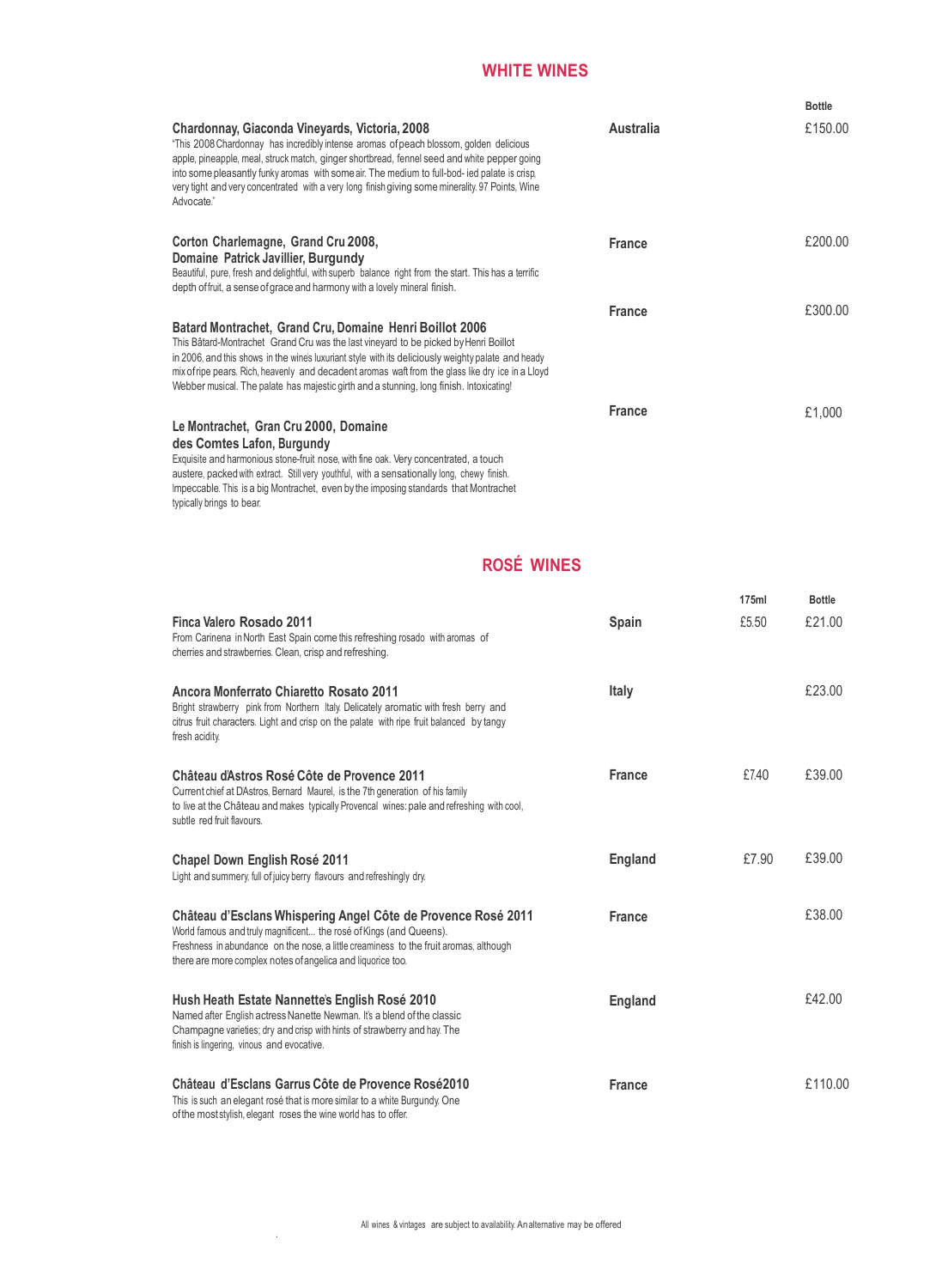## WHITE WINES

| Wine | Country | Bottle |
|---|---|---|
| **Chardonnay, Giaconda Vineyards, Victoria, 2008**<br>"This 2008 Chardonnay has incredibly intense aromas of peach blossom, golden delicious apple, pineapple, meal, struck match, ginger shortbread, fennel seed and white pepper going into some pleasantly funky aromas with some air. The medium to full-bod- ied palate is crisp, very tight and very concentrated with a very long finish giving some minerality. 97 Points, Wine Advocate." | **Australia** | £150.00 |
| **Corton Charlemagne, Grand Cru 2008, Domaine Patrick Javillier, Burgundy**<br>Beautiful, pure, fresh and delightful, with superb balance right from the start. This has a terrific depth of fruit, a sense of grace and harmony with a lovely mineral finish. | **France** | £200.00 |
| **Batard Montrachet, Grand Cru, Domaine Henri Boillot 2006**<br>This Bâtard-Montrachet Grand Cru was the last vineyard to be picked by Henri Boillot in 2006, and this shows in the wine's luxuriant style with its deliciously weighty palate and heady mix of ripe pears. Rich, heavenly and decadent aromas waft from the glass like dry ice in a Lloyd Webber musical. The palate has majestic girth and a stunning, long finish. Intoxicating! | **France** | £300.00 |
| **Le Montrachet, Gran Cru 2000, Domaine des Comtes Lafon, Burgundy**<br>Exquisite and harmonious stone-fruit nose, with fine oak. Very concentrated, a touch austere, packed with extract. Still very youthful, with a sensationally long, chewy finish. Impeccable. This is a big Montrachet, even by the imposing standards that Montrachet typically brings to bear. | **France** | £1,000 |

## ROSÉ WINES

| Wine | Country | 175ml | Bottle |
|---|---|---|---|
| **Finca Valero Rosado 2011**<br>From Carinena in North East Spain come this refreshing rosado with aromas of cherries and strawberries. Clean, crisp and refreshing. | **Spain** | £5.50 | £21.00 |
| **Ancora Monferrato Chiaretto Rosato 2011**<br>Bright strawberry pink from Northern Italy. Delicately aromatic with fresh berry and citrus fruit characters. Light and crisp on the palate with ripe fruit balanced by tangy fresh acidity. | **Italy** | | £23.00 |
| **Château dAstros Rosé Côte de Provence 2011**<br>Current chief at DAstros, Bernard Maurel, is the 7th generation of his family to live at the Château and makes typically Provencal wines: pale and refreshing with cool, subtle red fruit flavours. | **France** | £7.40 | £39.00 |
| **Chapel Down English Rosé 2011**<br>Light and summery, full of juicy berry flavours and refreshingly dry. | **England** | £7.90 | £39.00 |
| **Château d'Esclans Whispering Angel Côte de Provence Rosé 2011**<br>World famous and truly magnificent... the rosé of Kings (and Queens). Freshness in abundance on the nose, a little creaminess to the fruit aromas, although there are more complex notes of angelica and liquorice too. | **France** | | £38.00 |
| **Hush Heath Estate Nannette's English Rosé 2010**<br>Named after English actress Nanette Newman. It's a blend of the classic Champagne varieties; dry and crisp with hints of strawberry and hay. The finish is lingering, vinous and evocative. | **England** | | £42.00 |
| **Château d'Esclans Garrus Côte de Provence Rosé2010**<br>This is such an elegant rosé that is more similar to a white Burgundy. One of the most stylish, elegant roses the wine world has to offer. | **France** | | £110.00 |

All wines & vintages are subject to availability. An alternative may be offered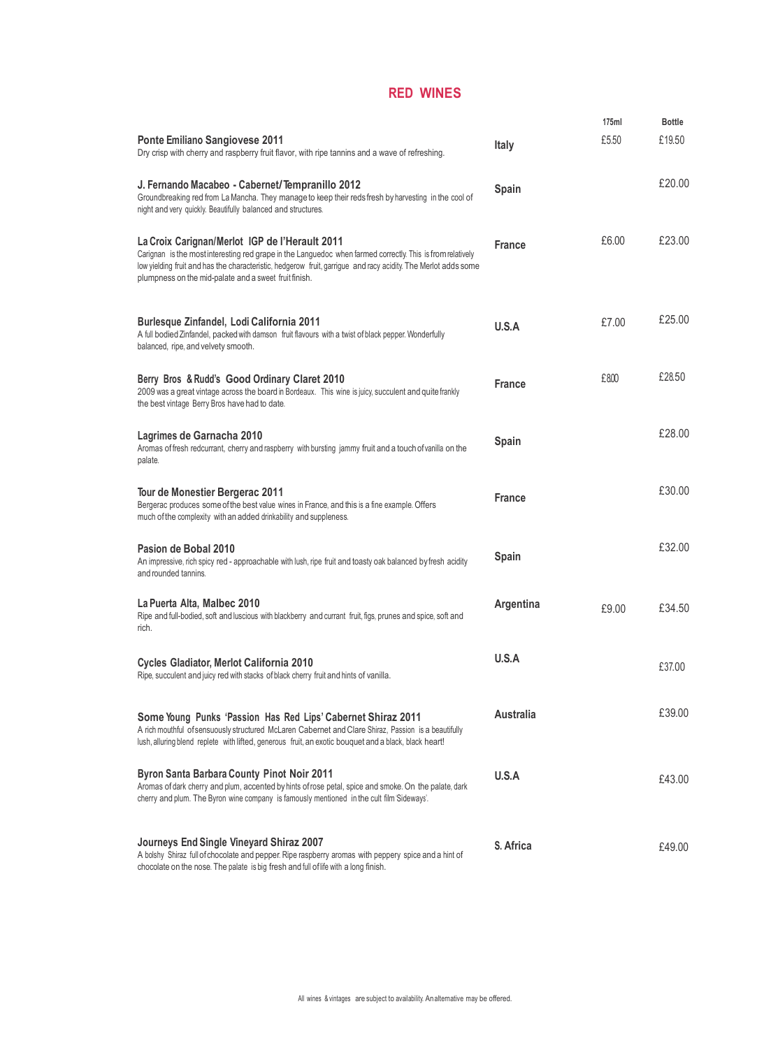## RED WINES

| Wine | Country | 175ml | Bottle |
|---|---|---|---|
| **Ponte Emiliano Sangiovese 2011**<br>Dry crisp with cherry and raspberry fruit flavor, with ripe tannins and a wave of refreshing. | Italy | £5.50 | £19.50 |
| **J. Fernando Macabeo - Cabernet/Tempranillo 2012**<br>Groundbreaking red from La Mancha. They manage to keep their reds fresh by harvesting in the cool of night and very quickly. Beautifully balanced and structures. | Spain | | £20.00 |
| **La Croix Carignan/Merlot IGP de l'Herault 2011**<br>Carignan is the most interesting red grape in the Languedoc when farmed correctly. This is from relatively low yielding fruit and has the characteristic, hedgerow fruit, garrigue and racy acidity. The Merlot adds some plumpness on the mid-palate and a sweet fruit finish. | France | £6.00 | £23.00 |
| **Burlesque Zinfandel, Lodi California 2011**<br>A full bodied Zinfandel, packed with damson fruit flavours with a twist of black pepper. Wonderfully balanced, ripe, and velvety smooth. | U.S.A | £7.00 | £25.00 |
| **Berry Bros & Rudd's Good Ordinary Claret 2010**<br>2009 was a great vintage across the board in Bordeaux. This wine is juicy, succulent and quite frankly the best vintage Berry Bros have had to date. | France | £8.00 | £28.50 |
| **Lagrimes de Garnacha 2010**<br>Aromas of fresh redcurrant, cherry and raspberry with bursting jammy fruit and a touch of vanilla on the palate. | Spain | | £28.00 |
| **Tour de Monestier Bergerac 2011**<br>Bergerac produces some of the best value wines in France, and this is a fine example. Offers much of the complexity with an added drinkability and suppleness. | France | | £30.00 |
| **Pasion de Bobal 2010**<br>An impressive, rich spicy red - approachable with lush, ripe fruit and toasty oak balanced by fresh acidity and rounded tannins. | Spain | | £32.00 |
| **La Puerta Alta, Malbec 2010**<br>Ripe and full-bodied, soft and luscious with blackberry and currant fruit, figs, prunes and spice, soft and rich. | Argentina | £9.00 | £34.50 |
| **Cycles Gladiator, Merlot California 2010**<br>Ripe, succulent and juicy red with stacks of black cherry fruit and hints of vanilla. | U.S.A | | £37.00 |
| **Some Young Punks 'Passion Has Red Lips' Cabernet Shiraz 2011**<br>A rich mouthful of sensuously structured McLaren Cabernet and Clare Shiraz, Passion is a beautifully lush, alluring blend replete with lifted, generous fruit, an exotic bouquet and a black, black heart! | Australia | | £39.00 |
| **Byron Santa Barbara County Pinot Noir 2011**<br>Aromas of dark cherry and plum, accented by hints of rose petal, spice and smoke. On the palate, dark cherry and plum. The Byron wine company is famously mentioned in the cult film 'Sideways'. | U.S.A | | £43.00 |
| **Journeys End Single Vineyard Shiraz 2007**<br>A bolshy Shiraz full of chocolate and pepper. Ripe raspberry aromas with peppery spice and a hint of chocolate on the nose. The palate is big fresh and full of life with a long finish. | S. Africa | | £49.00 |

All wines & vintages are subject to availability. An alternative may be offered.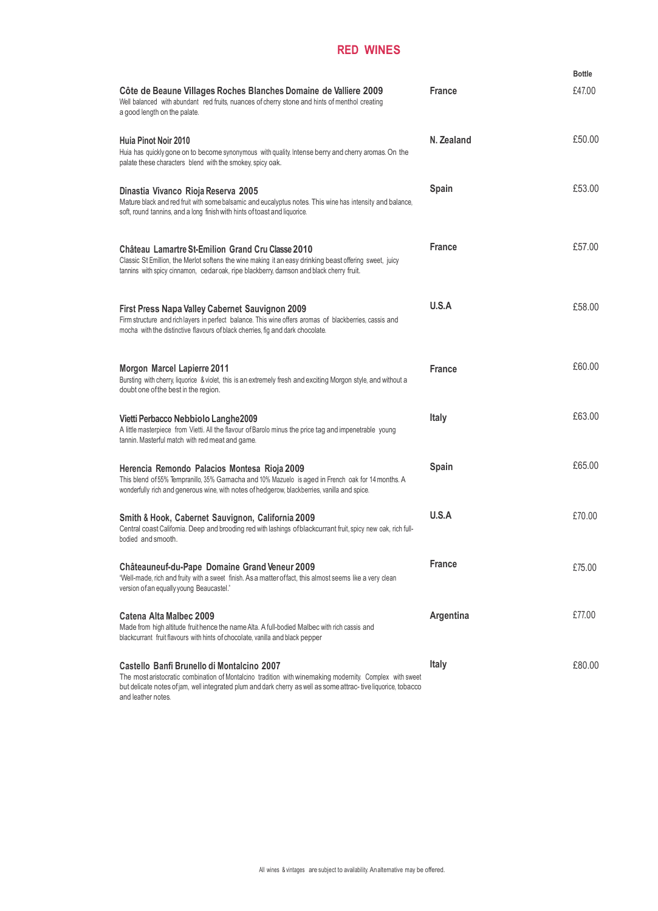# RED WINES

| | | Bottle |
|---|---|---|
| **Côte de Beaune Villages Roches Blanches Domaine de Valliere 2009**<br>Well balanced with abundant red fruits, nuances of cherry stone and hints of menthol creating a good length on the palate. | **France** | £47.00 |
| **Huia Pinot Noir 2010**<br>Huia has quickly gone on to become synonymous with quality. Intense berry and cherry aromas. On the palate these characters blend with the smokey, spicy oak. | **N. Zealand** | £50.00 |
| **Dinastia Vivanco Rioja Reserva 2005**<br>Mature black and red fruit with some balsamic and eucalyptus notes. This wine has intensity and balance, soft, round tannins, and a long finish with hints of toast and liquorice. | **Spain** | £53.00 |
| **Château Lamartre St-Emilion Grand Cru Classe 2010**<br>Classic St Emillion, the Merlot softens the wine making it an easy drinking beast offering sweet, juicy tannins with spicy cinnamon, cedar oak, ripe blackberry, damson and black cherry fruit. | **France** | £57.00 |
| **First Press Napa Valley Cabernet Sauvignon 2009**<br>Firm structure and rich layers in perfect balance. This wine offers aromas of blackberries, cassis and mocha with the distinctive flavours of black cherries, fig and dark chocolate. | **U.S.A** | £58.00 |
| **Morgon Marcel Lapierre 2011**<br>Bursting with cherry, liquorice & violet, this is an extremely fresh and exciting Morgon style, and without a doubt one of the best in the region. | **France** | £60.00 |
| **Vietti Perbacco Nebbiolo Langhe2009**<br>A little masterpiece from Vietti. All the flavour of Barolo minus the price tag and impenetrable young tannin. Masterful match with red meat and game. | **Italy** | £63.00 |
| **Herencia Remondo Palacios Montesa Rioja 2009**<br>This blend of 55% Tempranillo, 35% Garnacha and 10% Mazuelo is aged in French oak for 14 months. A wonderfully rich and generous wine, with notes of hedgerow, blackberries, vanilla and spice. | **Spain** | £65.00 |
| **Smith & Hook, Cabernet Sauvignon, California 2009**<br>Central coast California. Deep and brooding red with lashings of blackcurrant fruit, spicy new oak, rich full-bodied and smooth. | **U.S.A** | £70.00 |
| **Châteauneuf-du-Pape Domaine Grand Veneur 2009**<br>"Well-made, rich and fruity with a sweet finish. As a matter of fact, this almost seems like a very clean version of an equally young Beaucastel." | **France** | £75.00 |
| **Catena Alta Malbec 2009**<br>Made from high altitude fruit hence the name Alta. A full-bodied Malbec with rich cassis and blackcurrant fruit flavours with hints of chocolate, vanilla and black pepper | **Argentina** | £77.00 |
| **Castello Banfi Brunello di Montalcino 2007**<br>The most aristocratic combination of Montalcino tradition with winemaking modernity. Complex with sweet but delicate notes of jam, well integrated plum and dark cherry as well as some attrac- tive liquorice, tobacco and leather notes. | **Italy** | £80.00 |

All wines & vintages are subject to availability. An alternative may be offered.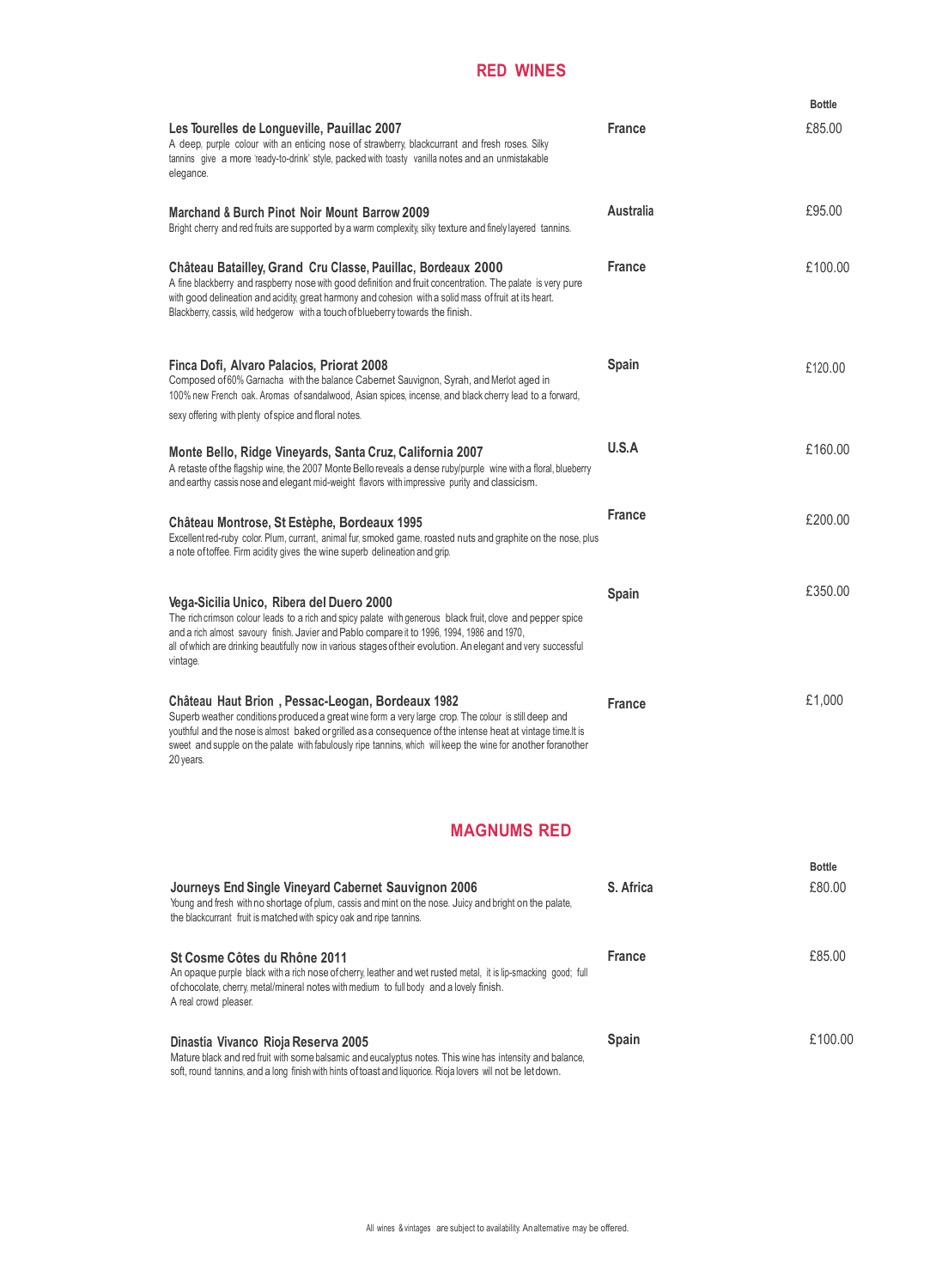## RED WINES

| | | Bottle |
|---|---|---|
| **Les Tourelles de Longueville, Pauillac 2007**<br>A deep, purple colour with an enticing nose of strawberry, blackcurrant and fresh roses. Silky tannins give a more 'ready-to-drink' style, packed with toasty vanilla notes and an unmistakable elegance. | France | £85.00 |
| **Marchand & Burch Pinot Noir Mount Barrow 2009**<br>Bright cherry and red fruits are supported by a warm complexity, silky texture and finely layered tannins. | Australia | £95.00 |
| **Château Batailley, Grand Cru Classe, Pauillac, Bordeaux 2000**<br>A fine blackberry and raspberry nose with good definition and fruit concentration. The palate is very pure with good delineation and acidity, great harmony and cohesion with a solid mass of fruit at its heart. Blackberry, cassis, wild hedgerow with a touch of blueberry towards the finish. | France | £100.00 |
| **Finca Dofi, Alvaro Palacios, Priorat 2008**<br>Composed of 60% Garnacha with the balance Cabernet Sauvignon, Syrah, and Merlot aged in 100% new French oak. Aromas of sandalwood, Asian spices, incense, and black cherry lead to a forward, sexy offering with plenty of spice and floral notes. | Spain | £120.00 |
| **Monte Bello, Ridge Vineyards, Santa Cruz, California 2007**<br>A retaste of the flagship wine, the 2007 Monte Bello reveals a dense ruby/purple wine with a floral, blueberry and earthy cassis nose and elegant mid-weight flavors with impressive purity and classicism. | U.S.A | £160.00 |
| **Château Montrose, St Estèphe, Bordeaux 1995**<br>Excellent red-ruby color. Plum, currant, animal fur, smoked game, roasted nuts and graphite on the nose, plus a note of toffee. Firm acidity gives the wine superb delineation and grip. | France | £200.00 |
| **Vega-Sicilia Unico, Ribera del Duero 2000**<br>The rich crimson colour leads to a rich and spicy palate with generous black fruit, clove and pepper spice and a rich almost savoury finish. Javier and Pablo compare it to 1996, 1994, 1986 and 1970, all of which are drinking beautifully now in various stages of their evolution. An elegant and very successful vintage. | Spain | £350.00 |
| **Château Haut Brion , Pessac-Leogan, Bordeaux 1982**<br>Superb weather conditions produced a great wine form a very large crop. The colour is still deep and youthful and the nose is almost baked or grilled as a consequence of the intense heat at vintage time.It is sweet and supple on the palate with fabulously ripe tannins, which will keep the wine for another foranother 20 years. | France | £1,000 |

## MAGNUMS RED

| | | Bottle |
|---|---|---|
| **Journeys End Single Vineyard Cabernet Sauvignon 2006**<br>Young and fresh with no shortage of plum, cassis and mint on the nose. Juicy and bright on the palate, the blackcurrant fruit is matched with spicy oak and ripe tannins. | S. Africa | £80.00 |
| **St Cosme Côtes du Rhône 2011**<br>An opaque purple black with a rich nose of cherry, leather and wet rusted metal, it is lip-smacking good; full of chocolate, cherry, metal/mineral notes with medium to full body and a lovely finish. A real crowd pleaser. | France | £85.00 |
| **Dinastia Vivanco Rioja Reserva 2005**<br>Mature black and red fruit with some balsamic and eucalyptus notes. This wine has intensity and balance, soft, round tannins, and a long finish with hints of toast and liquorice. Rioja lovers will not be let down. | Spain | £100.00 |

All wines & vintages are subject to availability. An alternative may be offered.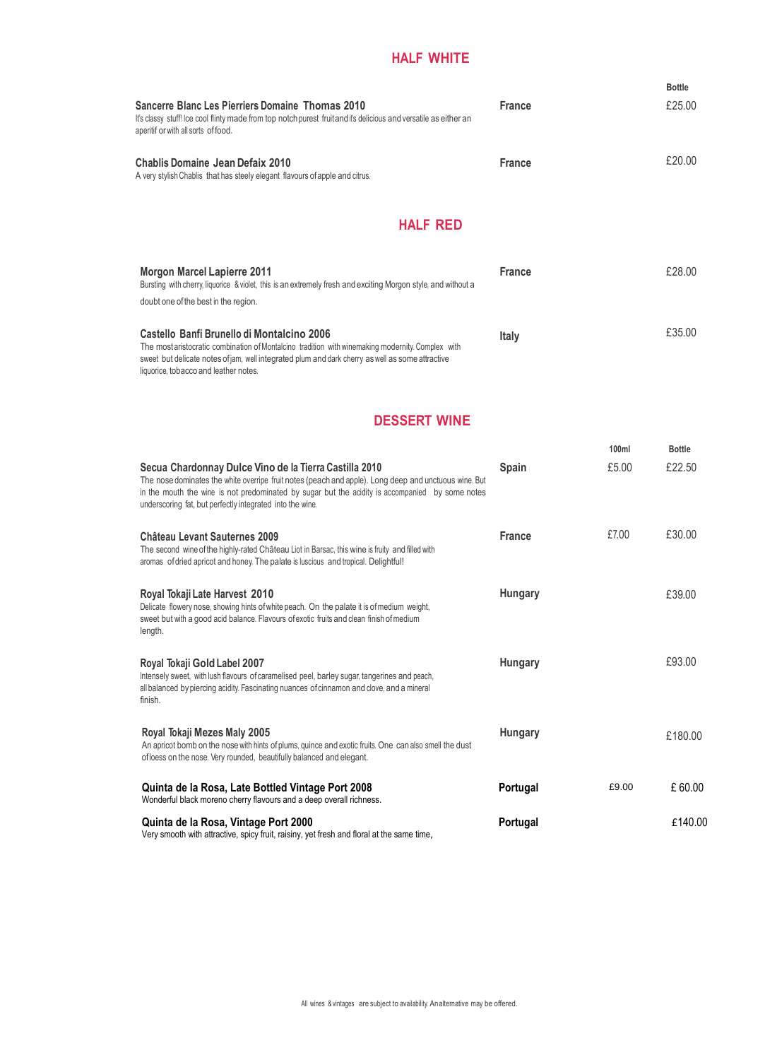## HALF WHITE

| | | Bottle |
|---|---|---|
| **Sancerre Blanc Les Pierriers Domaine Thomas 2010**<br>It's classy stuff! Ice cool flinty made from top notch purest fruit and it's delicious and versatile as either an aperitif or with all sorts of food. | France | £25.00 |
| **Chablis Domaine Jean Defaix 2010**<br>A very stylish Chablis that has steely elegant flavours of apple and citrus. | France | £20.00 |

## HALF RED

| | | |
|---|---|---|
| **Morgon Marcel Lapierre 2011**<br>Bursting with cherry, liquorice & violet, this is an extremely fresh and exciting Morgon style, and without a doubt one of the best in the region. | France | £28.00 |
| **Castello Banfi Brunello di Montalcino 2006**<br>The most aristocratic combination of Montalcino tradition with winemaking modernity. Complex with sweet but delicate notes of jam, well integrated plum and dark cherry as well as some attractive liquorice, tobacco and leather notes. | Italy | £35.00 |

## DESSERT WINE

| | | 100ml | Bottle |
|---|---|---|---|
| **Secua Chardonnay Dulce Vino de la Tierra Castilla 2010**<br>The nose dominates the white overripe fruit notes (peach and apple). Long deep and unctuous wine. But in the mouth the wine is not predominated by sugar but the acidity is accompanied by some notes underscoring fat, but perfectly integrated into the wine. | Spain | £5.00 | £22.50 |
| **Château Levant Sauternes 2009**<br>The second wine of the highly-rated Château Liot in Barsac, this wine is fruity and filled with aromas of dried apricot and honey. The palate is luscious and tropical. Delightful! | France | £7.00 | £30.00 |
| **Royal Tokaji Late Harvest 2010**<br>Delicate flowery nose, showing hints of white peach. On the palate it is of medium weight, sweet but with a good acid balance. Flavours of exotic fruits and clean finish of medium length. | Hungary | | £39.00 |
| **Royal Tokaji Gold Label 2007**<br>Intensely sweet, with lush flavours of caramelised peel, barley sugar, tangerines and peach, all balanced by piercing acidity. Fascinating nuances of cinnamon and clove, and a mineral finish. | Hungary | | £93.00 |
| **Royal Tokaji Mezes Maly 2005**<br>An apricot bomb on the nose with hints of plums, quince and exotic fruits. One can also smell the dust of loess on the nose. Very rounded, beautifully balanced and elegant. | Hungary | | £180.00 |
| **Quinta de la Rosa, Late Bottled Vintage Port 2008**<br>Wonderful black moreno cherry flavours and a deep overall richness. | Portugal | £9.00 | £ 60.00 |
| **Quinta de la Rosa, Vintage Port 2000**<br>Very smooth with attractive, spicy fruit, raisiny, yet fresh and floral at the same time, | Portugal | | £140.00 |

All wines & vintages are subject to availability. An alternative may be offered.